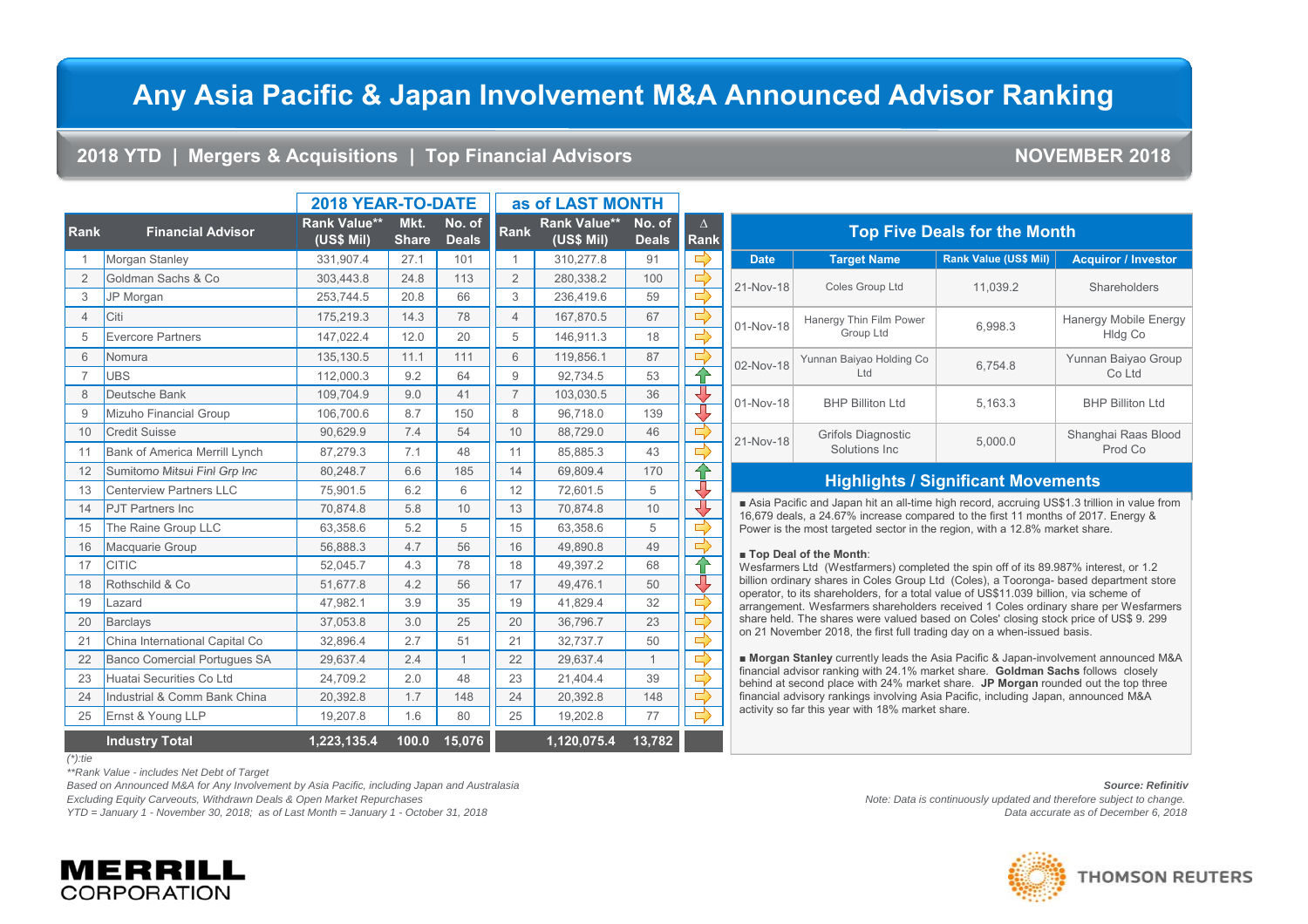# Any Asia Pacific & Japan Involvement M&A Announced Advisor Ranking

## 2018 YTD | Mergers & Acquisitions | Top Financial Advisors

**NOVEMBER 2018**

| | | 2018 YEAR-TO-DATE | | | as of LAST MONTH | | | |
|---|---|---|---|---|---|---|---|---|
| Rank | Financial Advisor | Rank Value** (US$ Mil) | Mkt. Share | No. of Deals | Rank | Rank Value** (US$ Mil) | No. of Deals | Δ Rank |
| 1 | Morgan Stanley | 331,907.4 | 27.1 | 101 | 1 | 310,277.8 | 91 | ⇨ |
| 2 | Goldman Sachs & Co | 303,443.8 | 24.8 | 113 | 2 | 280,338.2 | 100 | ⇨ |
| 3 | JP Morgan | 253,744.5 | 20.8 | 66 | 3 | 236,419.6 | 59 | ⇨ |
| 4 | Citi | 175,219.3 | 14.3 | 78 | 4 | 167,870.5 | 67 | ⇨ |
| 5 | Evercore Partners | 147,022.4 | 12.0 | 20 | 5 | 146,911.3 | 18 | ⇨ |
| 6 | Nomura | 135,130.5 | 11.1 | 111 | 6 | 119,856.1 | 87 | ⇨ |
| 7 | UBS | 112,000.3 | 9.2 | 64 | 9 | 92,734.5 | 53 | ⇧ |
| 8 | Deutsche Bank | 109,704.9 | 9.0 | 41 | 7 | 103,030.5 | 36 | ⇩ |
| 9 | Mizuho Financial Group | 106,700.6 | 8.7 | 150 | 8 | 96,718.0 | 139 | ⇩ |
| 10 | Credit Suisse | 90,629.9 | 7.4 | 54 | 10 | 88,729.0 | 46 | ⇨ |
| 11 | Bank of America Merrill Lynch | 87,279.3 | 7.1 | 48 | 11 | 85,885.3 | 43 | ⇨ |
| 12 | Sumitomo Mitsui Finl Grp Inc | 80,248.7 | 6.6 | 185 | 14 | 69,809.4 | 170 | ⇧ |
| 13 | Centerview Partners LLC | 75,901.5 | 6.2 | 6 | 12 | 72,601.5 | 5 | ⇩ |
| 14 | PJT Partners Inc | 70,874.8 | 5.8 | 10 | 13 | 70,874.8 | 10 | ⇩ |
| 15 | The Raine Group LLC | 63,358.6 | 5.2 | 5 | 15 | 63,358.6 | 5 | ⇨ |
| 16 | Macquarie Group | 56,888.3 | 4.7 | 56 | 16 | 49,890.8 | 49 | ⇨ |
| 17 | CITIC | 52,045.7 | 4.3 | 78 | 18 | 49,397.2 | 68 | ⇧ |
| 18 | Rothschild & Co | 51,677.8 | 4.2 | 56 | 17 | 49,476.1 | 50 | ⇩ |
| 19 | Lazard | 47,982.1 | 3.9 | 35 | 19 | 41,829.4 | 32 | ⇨ |
| 20 | Barclays | 37,053.8 | 3.0 | 25 | 20 | 36,796.7 | 23 | ⇨ |
| 21 | China International Capital Co | 32,896.4 | 2.7 | 51 | 21 | 32,737.7 | 50 | ⇨ |
| 22 | Banco Comercial Portugues SA | 29,637.4 | 2.4 | 1 | 22 | 29,637.4 | 1 | ⇨ |
| 23 | Huatai Securities Co Ltd | 24,709.2 | 2.0 | 48 | 23 | 21,404.4 | 39 | ⇨ |
| 24 | Industrial & Comm Bank China | 20,392.8 | 1.7 | 148 | 24 | 20,392.8 | 148 | ⇨ |
| 25 | Ernst & Young LLP | 19,207.8 | 1.6 | 80 | 25 | 19,202.8 | 77 | ⇨ |
| | **Industry Total** | **1,223,135.4** | **100.0** | **15,076** | | **1,120,075.4** | **13,782** | |

*(\*):tie*
*\*\*Rank Value - includes Net Debt of Target*
*Based on Announced M&A for Any Involvement by Asia Pacific, including Japan and Australasia*
*Excluding Equity Carveouts, Withdrawn Deals & Open Market Repurchases*
*YTD = January 1 - November 30, 2018; as of Last Month = January 1 - October 31, 2018*

### Top Five Deals for the Month

| Date | Target Name | Rank Value (US$ Mil) | Acquiror / Investor |
|---|---|---|---|
| 21-Nov-18 | Coles Group Ltd | 11,039.2 | Shareholders |
| 01-Nov-18 | Hanergy Thin Film Power Group Ltd | 6,998.3 | Hanergy Mobile Energy Hldg Co |
| 02-Nov-18 | Yunnan Baiyao Holding Co Ltd | 6,754.8 | Yunnan Baiyao Group Co Ltd |
| 01-Nov-18 | BHP Billiton Ltd | 5,163.3 | BHP Billiton Ltd |
| 21-Nov-18 | Grifols Diagnostic Solutions Inc | 5,000.0 | Shanghai Raas Blood Prod Co |

### Highlights / Significant Movements

■ Asia Pacific and Japan hit an all-time high record, accruing US$1.3 trillion in value from 16,679 deals, a 24.67% increase compared to the first 11 months of 2017. Energy & Power is the most targeted sector in the region, with a 12.8% market share.

■ **Top Deal of the Month**:
Wesfarmers Ltd (Westfarmers) completed the spin off of its 89.987% interest, or 1.2 billion ordinary shares in Coles Group Ltd (Coles), a Tooronga- based department store operator, to its shareholders, for a total value of US$11.039 billion, via scheme of arrangement. Wesfarmers shareholders received 1 Coles ordinary share per Wesfarmers share held. The shares were valued based on Coles' closing stock price of US$ 9. 299 on 21 November 2018, the first full trading day on a when-issued basis.

■ **Morgan Stanley** currently leads the Asia Pacific & Japan-involvement announced M&A financial advisor ranking with 24.1% market share. **Goldman Sachs** follows closely behind at second place with 24% market share. **JP Morgan** rounded out the top three financial advisory rankings involving Asia Pacific, including Japan, announced M&A activity so far this year with 18% market share.

*Source: Refinitiv*
*Note: Data is continuously updated and therefore subject to change.*
*Data accurate as of December 6, 2018*

MERRILL CORPORATION

THOMSON REUTERS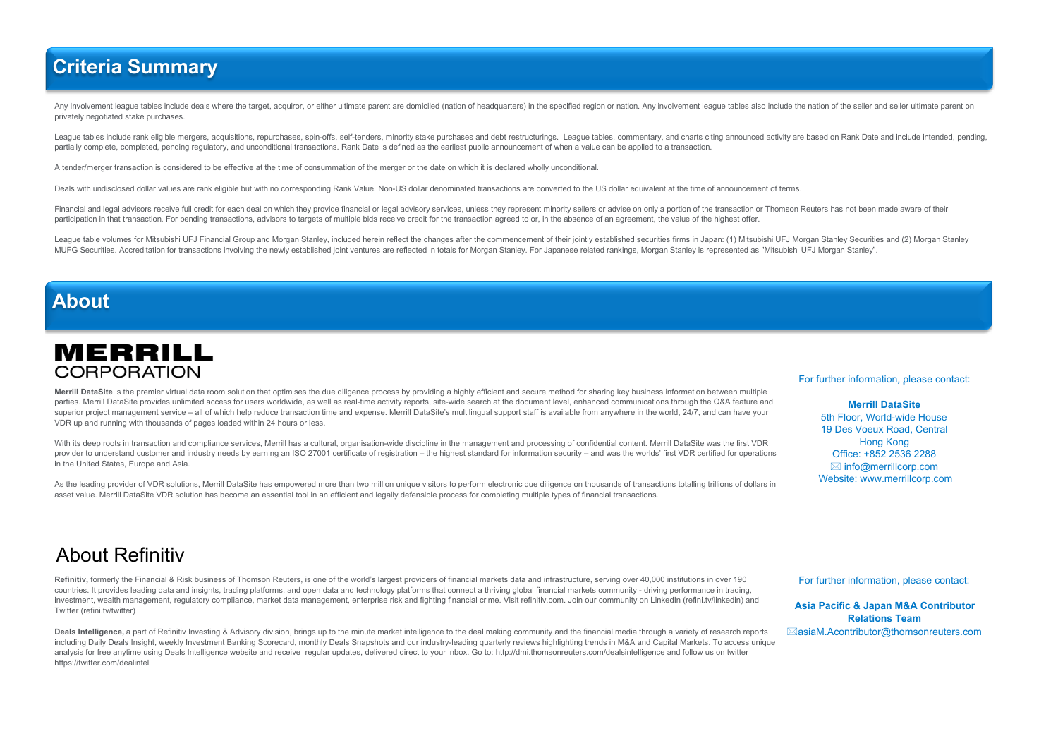## Criteria Summary

Any Involvement league tables include deals where the target, acquiror, or either ultimate parent are domiciled (nation of headquarters) in the specified region or nation. Any involvement league tables also include the nation of the seller and seller ultimate parent on privately negotiated stake purchases.

League tables include rank eligible mergers, acquisitions, repurchases, spin-offs, self-tenders, minority stake purchases and debt restructurings. League tables, commentary, and charts citing announced activity are based on Rank Date and include intended, pending, partially complete, completed, pending regulatory, and unconditional transactions. Rank Date is defined as the earliest public announcement of when a value can be applied to a transaction.

A tender/merger transaction is considered to be effective at the time of consummation of the merger or the date on which it is declared wholly unconditional.

Deals with undisclosed dollar values are rank eligible but with no corresponding Rank Value. Non-US dollar denominated transactions are converted to the US dollar equivalent at the time of announcement of terms.

Financial and legal advisors receive full credit for each deal on which they provide financial or legal advisory services, unless they represent minority sellers or advise on only a portion of the transaction or Thomson Reuters has not been made aware of their participation in that transaction. For pending transactions, advisors to targets of multiple bids receive credit for the transaction agreed to or, in the absence of an agreement, the value of the highest offer.

League table volumes for Mitsubishi UFJ Financial Group and Morgan Stanley, included herein reflect the changes after the commencement of their jointly established securities firms in Japan: (1) Mitsubishi UFJ Morgan Stanley Securities and (2) Morgan Stanley MUFG Securities. Accreditation for transactions involving the newly established joint ventures are reflected in totals for Morgan Stanley. For Japanese related rankings, Morgan Stanley is represented as "Mitsubishi UFJ Morgan Stanley".

## About

**MERRILL**
CORPORATION

**Merrill DataSite** is the premier virtual data room solution that optimises the due diligence process by providing a highly efficient and secure method for sharing key business information between multiple parties. Merrill DataSite provides unlimited access for users worldwide, as well as real-time activity reports, site-wide search at the document level, enhanced communications through the Q&A feature and superior project management service – all of which help reduce transaction time and expense. Merrill DataSite's multilingual support staff is available from anywhere in the world, 24/7, and can have your VDR up and running with thousands of pages loaded within 24 hours or less.

With its deep roots in transaction and compliance services, Merrill has a cultural, organisation-wide discipline in the management and processing of confidential content. Merrill DataSite was the first VDR provider to understand customer and industry needs by earning an ISO 27001 certificate of registration – the highest standard for information security – and was the worlds' first VDR certified for operations in the United States, Europe and Asia.

As the leading provider of VDR solutions, Merrill DataSite has empowered more than two million unique visitors to perform electronic due diligence on thousands of transactions totalling trillions of dollars in asset value. Merrill DataSite VDR solution has become an essential tool in an efficient and legally defensible process for completing multiple types of financial transactions.

For further information, please contact:

**Merrill DataSite**
5th Floor, World-wide House
19 Des Voeux Road, Central
Hong Kong
Office: +852 2536 2288
✉ info@merrillcorp.com
Website: www.merrillcorp.com

## About Refinitiv

**Refinitiv,** formerly the Financial & Risk business of Thomson Reuters, is one of the world's largest providers of financial markets data and infrastructure, serving over 40,000 institutions in over 190 countries. It provides leading data and insights, trading platforms, and open data and technology platforms that connect a thriving global financial markets community - driving performance in trading, investment, wealth management, regulatory compliance, market data management, enterprise risk and fighting financial crime. Visit refinitiv.com. Join our community on LinkedIn (refini.tv/linkedin) and Twitter (refini.tv/twitter)

**Deals Intelligence,** a part of Refinitiv Investing & Advisory division, brings up to the minute market intelligence to the deal making community and the financial media through a variety of research reports including Daily Deals Insight, weekly Investment Banking Scorecard, monthly Deals Snapshots and our industry-leading quarterly reviews highlighting trends in M&A and Capital Markets. To access unique analysis for free anytime using Deals Intelligence website and receive regular updates, delivered direct to your inbox. Go to: http://dmi.thomsonreuters.com/dealsintelligence and follow us on twitter https://twitter.com/dealintel

For further information, please contact:

**Asia Pacific & Japan M&A Contributor Relations Team**
✉asiaM.Acontributor@thomsonreuters.com